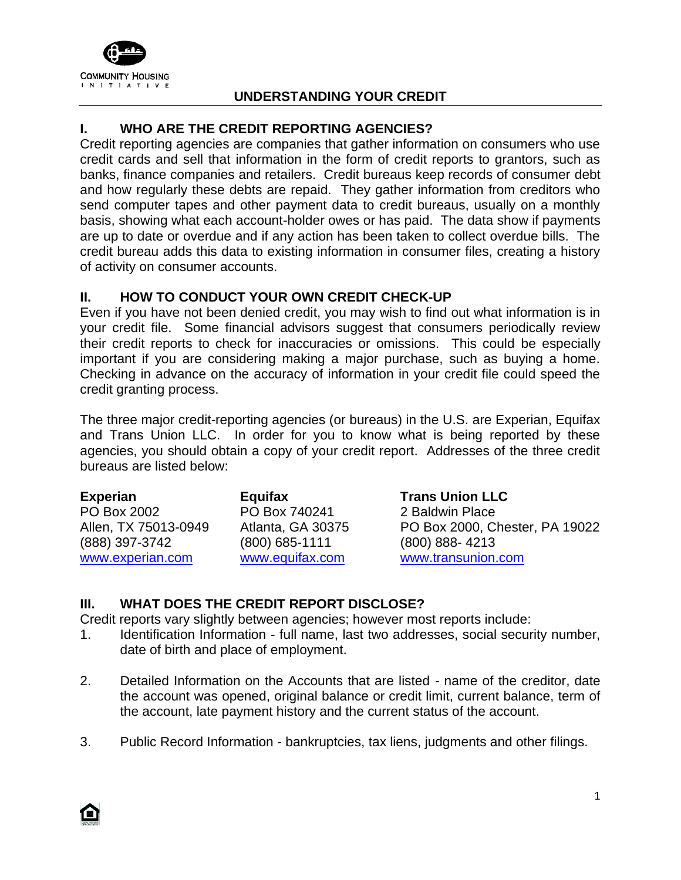COMMUNITY HOUSING INITIATIVE

# UNDERSTANDING YOUR CREDIT

## I. WHO ARE THE CREDIT REPORTING AGENCIES?

Credit reporting agencies are companies that gather information on consumers who use credit cards and sell that information in the form of credit reports to grantors, such as banks, finance companies and retailers. Credit bureaus keep records of consumer debt and how regularly these debts are repaid. They gather information from creditors who send computer tapes and other payment data to credit bureaus, usually on a monthly basis, showing what each account-holder owes or has paid. The data show if payments are up to date or overdue and if any action has been taken to collect overdue bills. The credit bureau adds this data to existing information in consumer files, creating a history of activity on consumer accounts.

## II. HOW TO CONDUCT YOUR OWN CREDIT CHECK-UP

Even if you have not been denied credit, you may wish to find out what information is in your credit file. Some financial advisors suggest that consumers periodically review their credit reports to check for inaccuracies or omissions. This could be especially important if you are considering making a major purchase, such as buying a home. Checking in advance on the accuracy of information in your credit file could speed the credit granting process.

The three major credit-reporting agencies (or bureaus) in the U.S. are Experian, Equifax and Trans Union LLC. In order for you to know what is being reported by these agencies, you should obtain a copy of your credit report. Addresses of the three credit bureaus are listed below:

**Experian**
PO Box 2002
Allen, TX 75013-0949
(888) 397-3742
www.experian.com

**Equifax**
PO Box 740241
Atlanta, GA 30375
(800) 685-1111
www.equifax.com

**Trans Union LLC**
2 Baldwin Place
PO Box 2000, Chester, PA 19022
(800) 888- 4213
www.transunion.com

## III. WHAT DOES THE CREDIT REPORT DISCLOSE?

Credit reports vary slightly between agencies; however most reports include:

1. Identification Information - full name, last two addresses, social security number, date of birth and place of employment.

2. Detailed Information on the Accounts that are listed - name of the creditor, date the account was opened, original balance or credit limit, current balance, term of the account, late payment history and the current status of the account.

3. Public Record Information - bankruptcies, tax liens, judgments and other filings.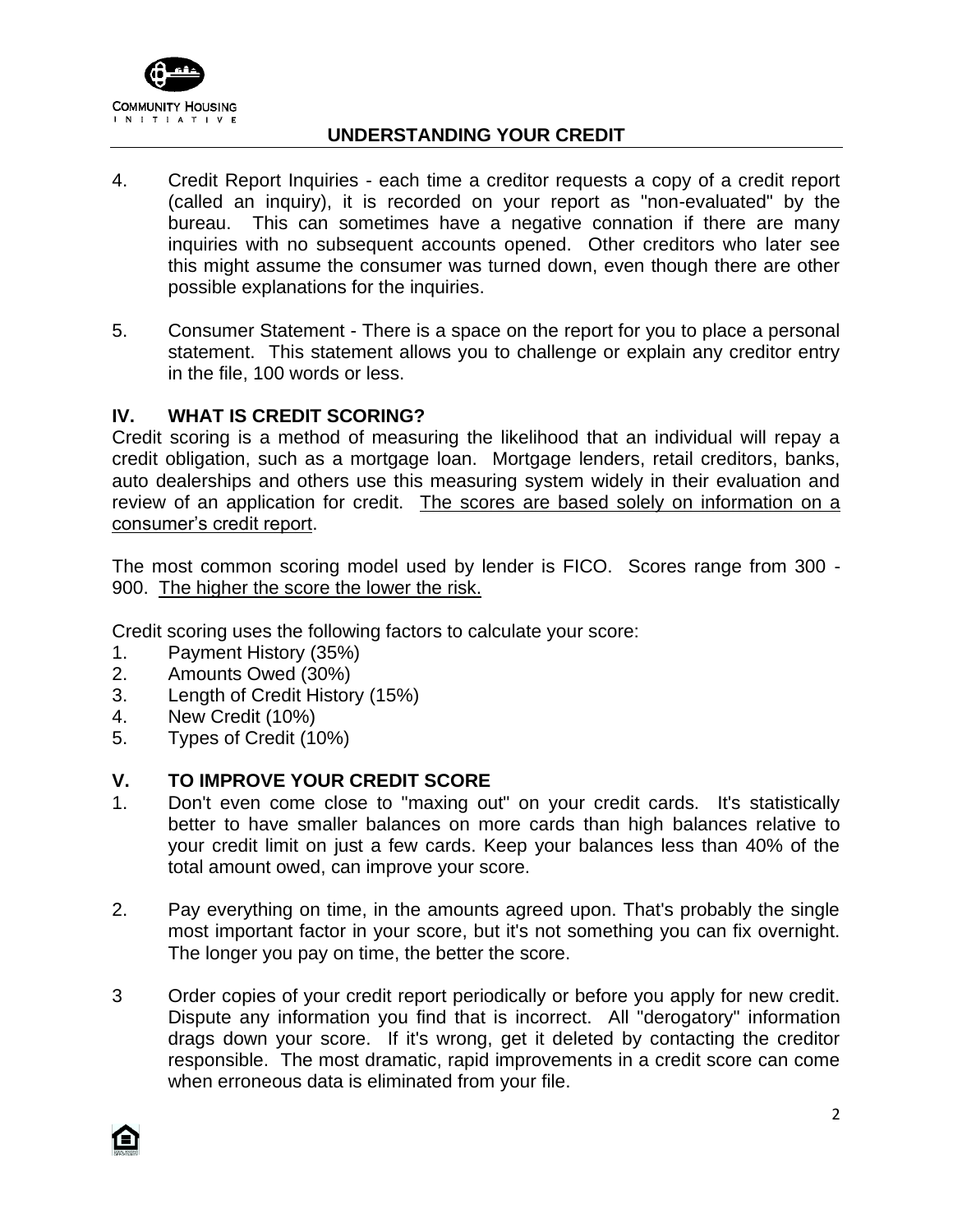4. Credit Report Inquiries - each time a creditor requests a copy of a credit report (called an inquiry), it is recorded on your report as "non-evaluated" by the bureau. This can sometimes have a negative connation if there are many inquiries with no subsequent accounts opened. Other creditors who later see this might assume the consumer was turned down, even though there are other possible explanations for the inquiries.

5. Consumer Statement - There is a space on the report for you to place a personal statement. This statement allows you to challenge or explain any creditor entry in the file, 100 words or less.

## IV. WHAT IS CREDIT SCORING?

Credit scoring is a method of measuring the likelihood that an individual will repay a credit obligation, such as a mortgage loan. Mortgage lenders, retail creditors, banks, auto dealerships and others use this measuring system widely in their evaluation and review of an application for credit. <u>The scores are based solely on information on a consumer's credit report</u>.

The most common scoring model used by lender is FICO. Scores range from 300 - 900. <u>The higher the score the lower the risk.</u>

Credit scoring uses the following factors to calculate your score:

1. Payment History (35%)
2. Amounts Owed (30%)
3. Length of Credit History (15%)
4. New Credit (10%)
5. Types of Credit (10%)

## V. TO IMPROVE YOUR CREDIT SCORE

1. Don't even come close to "maxing out" on your credit cards. It's statistically better to have smaller balances on more cards than high balances relative to your credit limit on just a few cards. Keep your balances less than 40% of the total amount owed, can improve your score.

2. Pay everything on time, in the amounts agreed upon. That's probably the single most important factor in your score, but it's not something you can fix overnight. The longer you pay on time, the better the score.

3 Order copies of your credit report periodically or before you apply for new credit. Dispute any information you find that is incorrect. All "derogatory" information drags down your score. If it's wrong, get it deleted by contacting the creditor responsible. The most dramatic, rapid improvements in a credit score can come when erroneous data is eliminated from your file.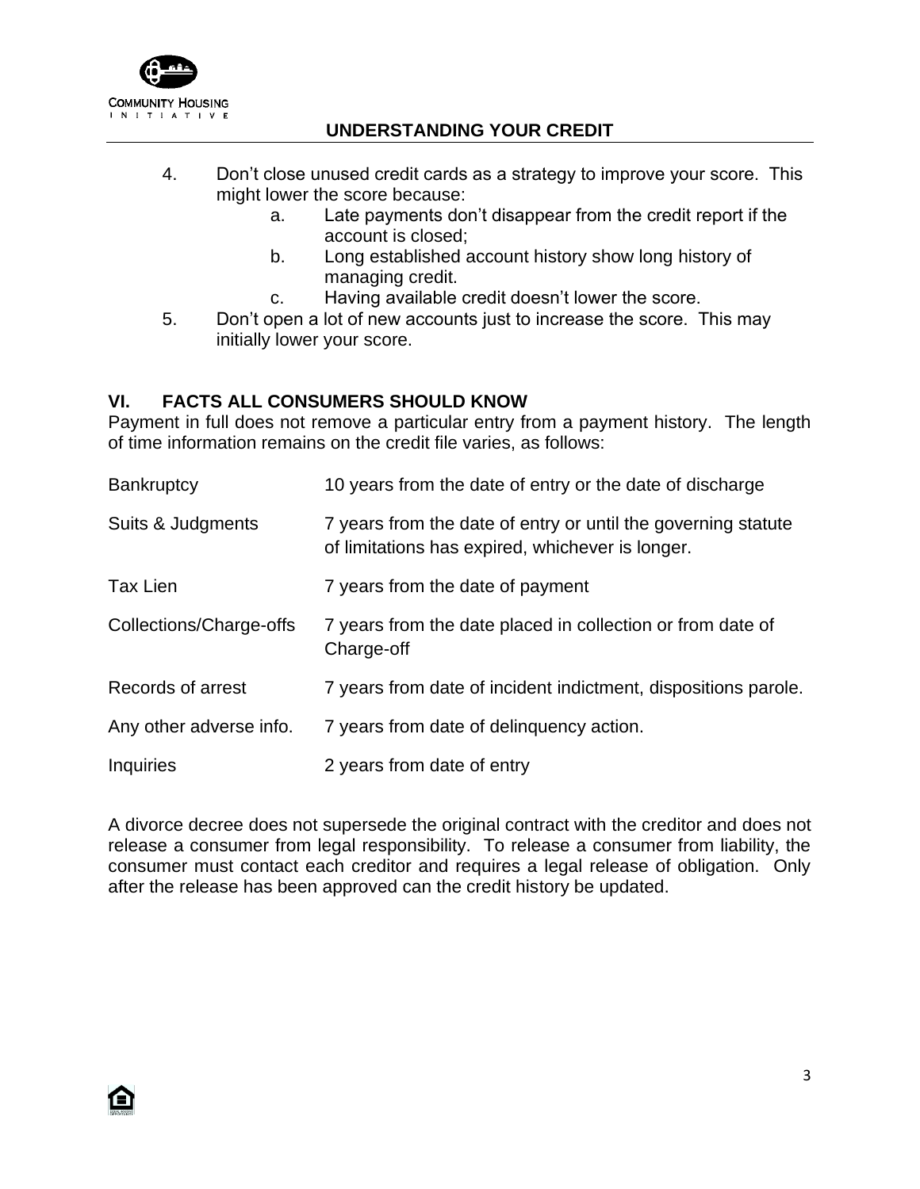4. Don't close unused credit cards as a strategy to improve your score. This might lower the score because:
    a. Late payments don't disappear from the credit report if the account is closed;
    b. Long established account history show long history of managing credit.
    c. Having available credit doesn't lower the score.
5. Don't open a lot of new accounts just to increase the score. This may initially lower your score.

## VI. FACTS ALL CONSUMERS SHOULD KNOW

Payment in full does not remove a particular entry from a payment history. The length of time information remains on the credit file varies, as follows:

| | |
|---|---|
| Bankruptcy | 10 years from the date of entry or the date of discharge |
| Suits & Judgments | 7 years from the date of entry or until the governing statute of limitations has expired, whichever is longer. |
| Tax Lien | 7 years from the date of payment |
| Collections/Charge-offs | 7 years from the date placed in collection or from date of Charge-off |
| Records of arrest | 7 years from date of incident indictment, dispositions parole. |
| Any other adverse info. | 7 years from date of delinquency action. |
| Inquiries | 2 years from date of entry |

A divorce decree does not supersede the original contract with the creditor and does not release a consumer from legal responsibility. To release a consumer from liability, the consumer must contact each creditor and requires a legal release of obligation. Only after the release has been approved can the credit history be updated.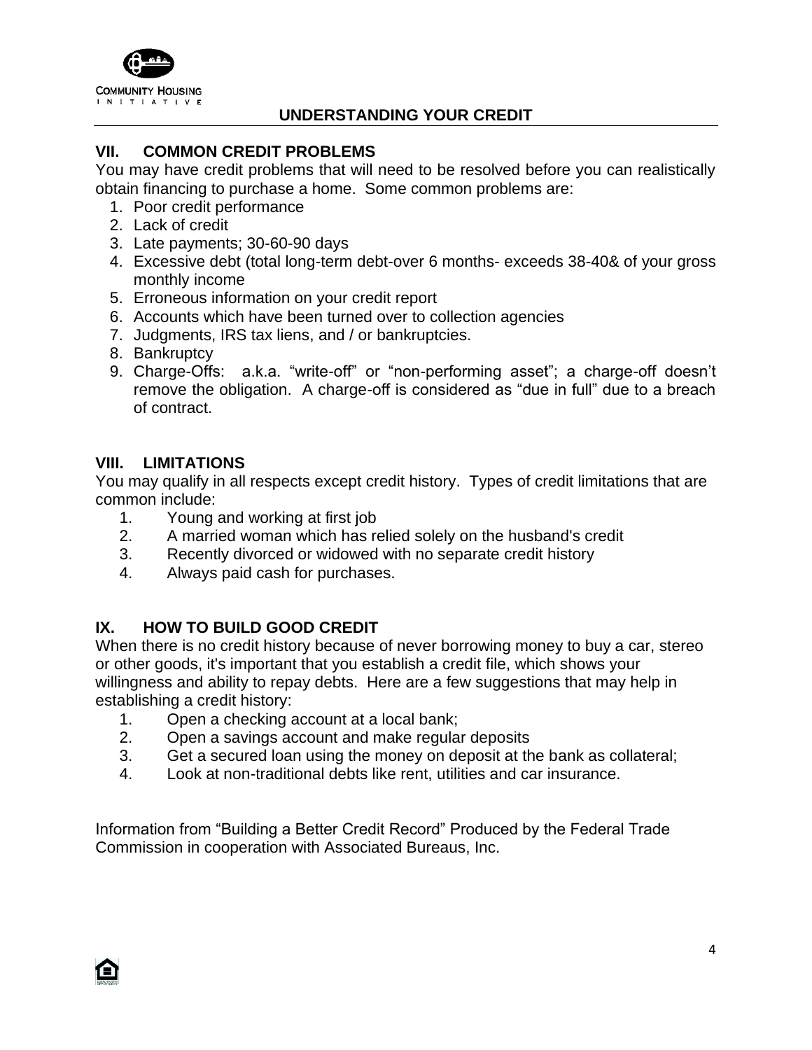## VII. COMMON CREDIT PROBLEMS

You may have credit problems that will need to be resolved before you can realistically obtain financing to purchase a home. Some common problems are:

1. Poor credit performance
2. Lack of credit
3. Late payments; 30-60-90 days
4. Excessive debt (total long-term debt-over 6 months- exceeds 38-40& of your gross monthly income
5. Erroneous information on your credit report
6. Accounts which have been turned over to collection agencies
7. Judgments, IRS tax liens, and / or bankruptcies.
8. Bankruptcy
9. Charge-Offs: a.k.a. "write-off" or "non-performing asset"; a charge-off doesn't remove the obligation. A charge-off is considered as "due in full" due to a breach of contract.

## VIII. LIMITATIONS

You may qualify in all respects except credit history. Types of credit limitations that are common include:

1. Young and working at first job
2. A married woman which has relied solely on the husband's credit
3. Recently divorced or widowed with no separate credit history
4. Always paid cash for purchases.

## IX. HOW TO BUILD GOOD CREDIT

When there is no credit history because of never borrowing money to buy a car, stereo or other goods, it's important that you establish a credit file, which shows your willingness and ability to repay debts. Here are a few suggestions that may help in establishing a credit history:

1. Open a checking account at a local bank;
2. Open a savings account and make regular deposits
3. Get a secured loan using the money on deposit at the bank as collateral;
4. Look at non-traditional debts like rent, utilities and car insurance.

Information from "Building a Better Credit Record" Produced by the Federal Trade Commission in cooperation with Associated Bureaus, Inc.